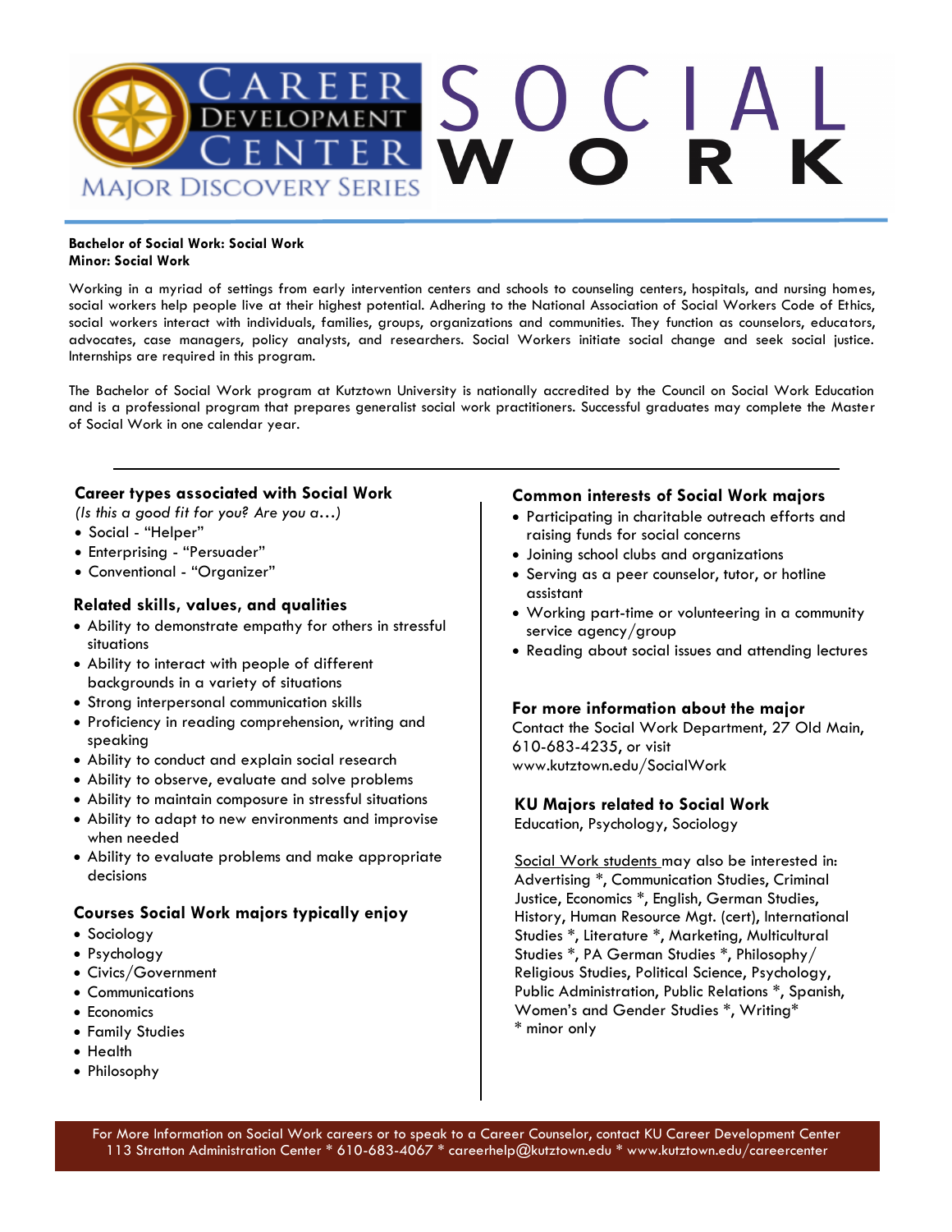# Career Development Center — Major Discovery Series

# SOCIAL WORK

**Bachelor of Social Work: Social Work**
**Minor: Social Work**

Working in a myriad of settings from early intervention centers and schools to counseling centers, hospitals, and nursing homes, social workers help people live at their highest potential. Adhering to the National Association of Social Workers Code of Ethics, social workers interact with individuals, families, groups, organizations and communities. They function as counselors, educators, advocates, case managers, policy analysts, and researchers. Social Workers initiate social change and seek social justice. Internships are required in this program.

The Bachelor of Social Work program at Kutztown University is nationally accredited by the Council on Social Work Education and is a professional program that prepares generalist social work practitioners. Successful graduates may complete the Master of Social Work in one calendar year.

---

## Career types associated with Social Work

*(Is this a good fit for you? Are you a…)*

- Social - "Helper"
- Enterprising - "Persuader"
- Conventional - "Organizer"

## Related skills, values, and qualities

- Ability to demonstrate empathy for others in stressful situations
- Ability to interact with people of different backgrounds in a variety of situations
- Strong interpersonal communication skills
- Proficiency in reading comprehension, writing and speaking
- Ability to conduct and explain social research
- Ability to observe, evaluate and solve problems
- Ability to maintain composure in stressful situations
- Ability to adapt to new environments and improve when needed
- Ability to evaluate problems and make appropriate decisions

## Courses Social Work majors typically enjoy

- Sociology
- Psychology
- Civics/Government
- Communications
- Economics
- Family Studies
- Health
- Philosophy

## Common interests of Social Work majors

- Participating in charitable outreach efforts and raising funds for social concerns
- Joining school clubs and organizations
- Serving as a peer counselor, tutor, or hotline assistant
- Working part-time or volunteering in a community service agency/group
- Reading about social issues and attending lectures

## For more information about the major

Contact the Social Work Department, 27 Old Main, 610-683-4235, or visit www.kutztown.edu/SocialWork

## KU Majors related to Social Work

Education, Psychology, Sociology

Social Work students may also be interested in: Advertising *, Communication Studies, Criminal Justice, Economics *, English, German Studies, History, Human Resource Mgt. (cert), International Studies *, Literature *, Marketing, Multicultural Studies *, PA German Studies *, Philosophy/ Religious Studies, Political Science, Psychology, Public Administration, Public Relations *, Spanish, Women's and Gender Studies *, Writing*

\* minor only

---

For More Information on Social Work careers or to speak to a Career Counselor, contact KU Career Development Center
113 Stratton Administration Center * 610-683-4067 * careerhelp@kutztown.edu * www.kutztown.edu/careercenter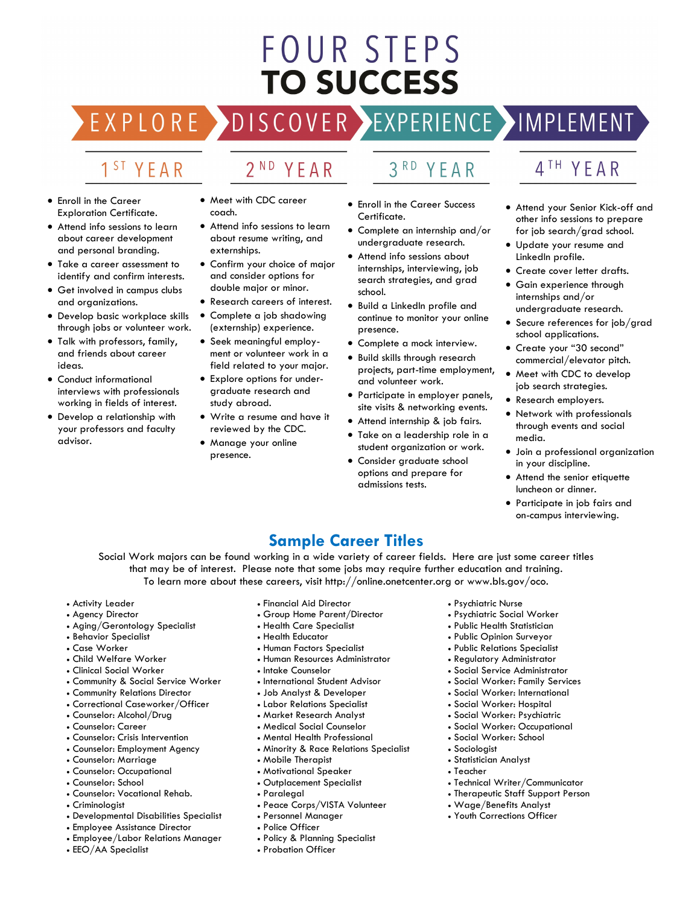# FOUR STEPS TO SUCCESS

EXPLORE › DISCOVER › EXPERIENCE › IMPLEMENT

## 1ST YEAR

- Enroll in the Career Exploration Certificate.
- Attend info sessions to learn about career development and personal branding.
- Take a career assessment to identify and confirm interests.
- Get involved in campus clubs and organizations.
- Develop basic workplace skills through jobs or volunteer work.
- Talk with professors, family, and friends about career ideas.
- Conduct informational interviews with professionals working in fields of interest.
- Develop a relationship with your professors and faculty advisor.

## 2ND YEAR

- Meet with CDC career coach.
- Attend info sessions to learn about resume writing, and externships.
- Confirm your choice of major and consider options for double major or minor.
- Research careers of interest.
- Complete a job shadowing (externship) experience.
- Seek meaningful employment or volunteer work in a field related to your major.
- Explore options for undergraduate research and study abroad.
- Write a resume and have it reviewed by the CDC.
- Manage your online presence.

## 3RD YEAR

- Enroll in the Career Success Certificate.
- Complete an internship and/or undergraduate research.
- Attend info sessions about internships, interviewing, job search strategies, and grad school.
- Build a LinkedIn profile and continue to monitor your online presence.
- Complete a mock interview.
- Build skills through research projects, part-time employment, and volunteer work.
- Participate in employer panels, site visits & networking events.
- Attend internship & job fairs.
- Take on a leadership role in a student organization or work.
- Consider graduate school options and prepare for admissions tests.

## 4TH YEAR

- Attend your Senior Kick-off and other info sessions to prepare for job search/grad school.
- Update your resume and LinkedIn profile.
- Create cover letter drafts.
- Gain experience through internships and/or undergraduate research.
- Secure references for job/grad school applications.
- Create your "30 second" commercial/elevator pitch.
- Meet with CDC to develop job search strategies.
- Research employers.
- Network with professionals through events and social media.
- Join a professional organization in your discipline.
- Attend the senior etiquette luncheon or dinner.
- Participate in job fairs and on-campus interviewing.

## Sample Career Titles

Social Work majors can be found working in a wide variety of career fields. Here are just some career titles that may be of interest. Please note that some jobs may require further education and training. To learn more about these careers, visit http://online.onetcenter.org or www.bls.gov/oco.

- Activity Leader
- Agency Director
- Aging/Gerontology Specialist
- Behavior Specialist
- Case Worker
- Child Welfare Worker
- Clinical Social Worker
- Community & Social Service Worker
- Community Relations Director
- Correctional Caseworker/Officer
- Counselor: Alcohol/Drug
- Counselor: Career
- Counselor: Crisis Intervention
- Counselor: Employment Agency
- Counselor: Marriage
- Counselor: Occupational
- Counselor: School
- Counselor: Vocational Rehab.
- Criminologist
- Developmental Disabilities Specialist
- Employee Assistance Director
- Employee/Labor Relations Manager
- EEO/AA Specialist
- Financial Aid Director
- Group Home Parent/Director
- Health Care Specialist
- Health Educator
- Human Factors Specialist
- Human Resources Administrator
- Intake Counselor
- International Student Advisor
- Job Analyst & Developer
- Labor Relations Specialist
- Market Research Analyst
- Medical Social Counselor
- Mental Health Professional
- Minority & Race Relations Specialist
- Mobile Therapist
- Motivational Speaker
- Outplacement Specialist
- Paralegal
- Peace Corps/VISTA Volunteer
- Personnel Manager
- Police Officer
- Policy & Planning Specialist
- Probation Officer
- Psychiatric Nurse
- Psychiatric Social Worker
- Public Health Statistician
- Public Opinion Surveyor
- Public Relations Specialist
- Regulatory Administrator
- Social Service Administrator
- Social Worker: Family Services
- Social Worker: International
- Social Worker: Hospital
- Social Worker: Psychiatric
- Social Worker: Occupational
- Social Worker: School
- Sociologist
- Statistician Analyst
- Teacher
- Technical Writer/Communicator
- Therapeutic Staff Support Person
- Wage/Benefits Analyst
- Youth Corrections Officer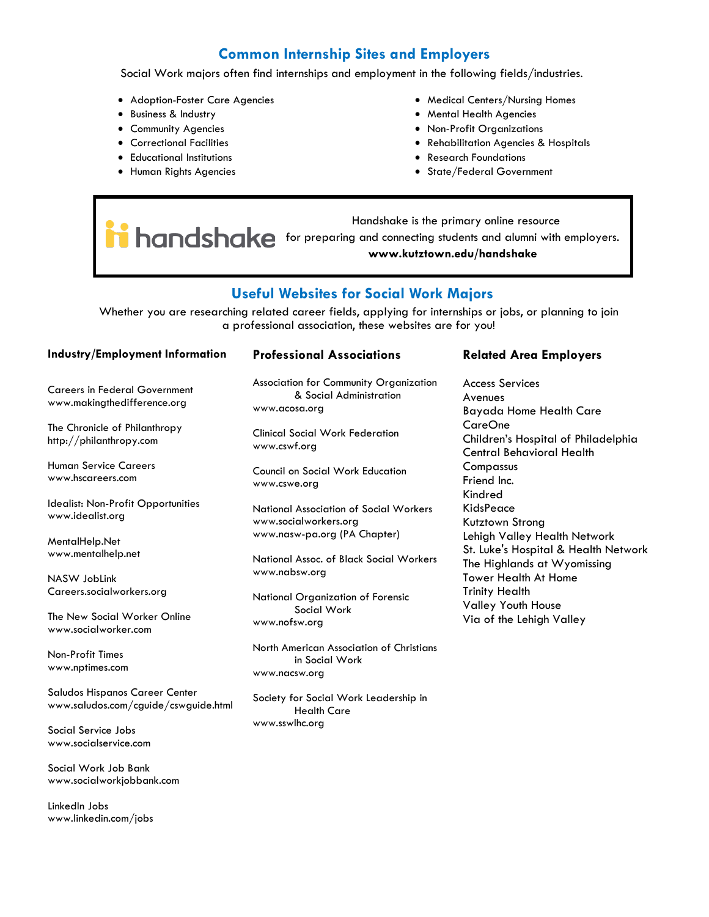## Common Internship Sites and Employers

Social Work majors often find internships and employment in the following fields/industries.

- Adoption-Foster Care Agencies
- Business & Industry
- Community Agencies
- Correctional Facilities
- Educational Institutions
- Human Rights Agencies
- Medical Centers/Nursing Homes
- Mental Health Agencies
- Non-Profit Organizations
- Rehabilitation Agencies & Hospitals
- Research Foundations
- State/Federal Government

handshake

Handshake is the primary online resource for preparing and connecting students and alumni with employers.
**www.kutztown.edu/handshake**

## Useful Websites for Social Work Majors

Whether you are researching related career fields, applying for internships or jobs, or planning to join a professional association, these websites are for you!

### Industry/Employment Information

Careers in Federal Government
www.makingthedifference.org

The Chronicle of Philanthropy
http://philanthropy.com

Human Service Careers
www.hscareers.com

Idealist: Non-Profit Opportunities
www.idealist.org

MentalHelp.Net
www.mentalhelp.net

NASW JobLink
Careers.socialworkers.org

The New Social Worker Online
www.socialworker.com

Non-Profit Times
www.nptimes.com

Saludos Hispanos Career Center
www.saludos.com/cguide/cswguide.html

Social Service Jobs
www.socialservice.com

Social Work Job Bank
www.socialworkjobbank.com

LinkedIn Jobs
www.linkedin.com/jobs

### Professional Associations

Association for Community Organization & Social Administration
www.acosa.org

Clinical Social Work Federation
www.cswf.org

Council on Social Work Education
www.cswe.org

National Association of Social Workers
www.socialworkers.org
www.nasw-pa.org (PA Chapter)

National Assoc. of Black Social Workers
www.nabsw.org

National Organization of Forensic Social Work
www.nofsw.org

North American Association of Christians in Social Work
www.nacsw.org

Society for Social Work Leadership in Health Care
www.sswlhc.org

### Related Area Employers

Access Services
Avenues
Bayada Home Health Care
CareOne
Children's Hospital of Philadelphia
Central Behavioral Health
Compassus
Friend Inc.
Kindred
KidsPeace
Kutztown Strong
Lehigh Valley Health Network
St. Luke's Hospital & Health Network
The Highlands at Wyomissing
Tower Health At Home
Trinity Health
Valley Youth House
Via of the Lehigh Valley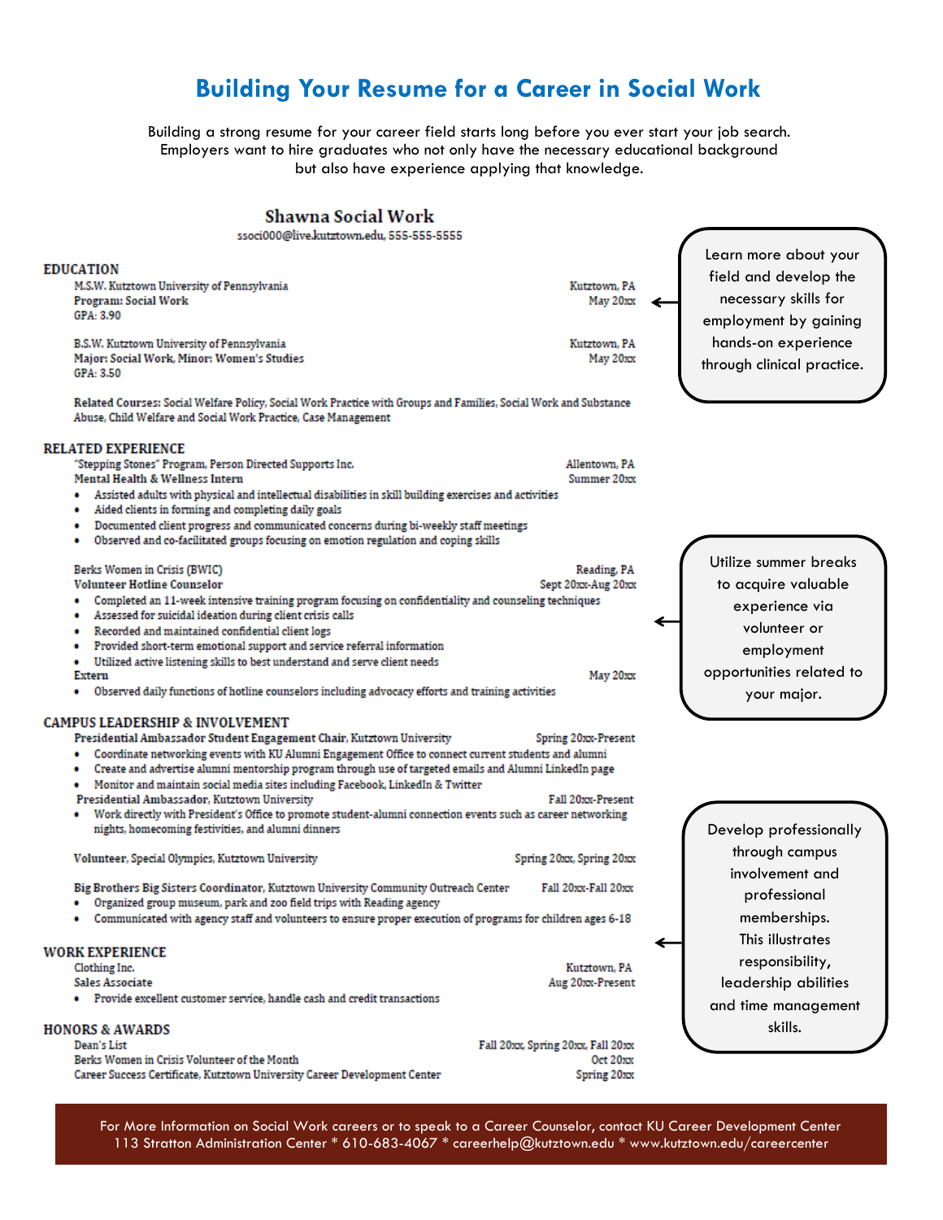# Building Your Resume for a Career in Social Work

Building a strong resume for your career field starts long before you ever start your job search. Employers want to hire graduates who not only have the necessary educational background but also have experience applying that knowledge.

## Shawna Social Work

ssoci000@live.kutztown.edu, 555-555-5555

### EDUCATION

M.S.W. Kutztown University of Pennsylvania — Kutztown, PA
**Program: Social Work** — May 20xx
GPA: 3.90

B.S.W. Kutztown University of Pennsylvania — Kutztown, PA
Major: Social Work, Minor: Women's Studies — May 20xx
GPA: 3.50

Related Courses: Social Welfare Policy, Social Work Practice with Groups and Families, Social Work and Substance Abuse, Child Welfare and Social Work Practice, Case Management

> Learn more about your field and develop the necessary skills for employment by gaining hands-on experience through clinical practice.

### RELATED EXPERIENCE

"Stepping Stones" Program, Person Directed Supports Inc. — Allentown, PA
**Mental Health & Wellness Intern** — Summer 20xx

- Assisted adults with physical and intellectual disabilities in skill building exercises and activities
- Aided clients in forming and completing daily goals
- Documented client progress and communicated concerns during bi-weekly staff meetings
- Observed and co-facilitated groups focusing on emotion regulation and coping skills

Berks Women in Crisis (BWIC) — Reading, PA
**Volunteer Hotline Counselor** — Sept 20xx-Aug 20xx

- Completed an 11-week intensive training program focusing on confidentiality and counseling techniques
- Assessed for suicidal ideation during client crisis calls
- Recorded and maintained confidential client logs
- Provided short-term emotional support and service referral information
- Utilized active listening skills to best understand and serve client needs

**Extern** — May 20xx

- Observed daily functions of hotline counselors including advocacy efforts and training activities

> Utilize summer breaks to acquire valuable experience via volunteer or employment opportunities related to your major.

### CAMPUS LEADERSHIP & INVOLVEMENT

**Presidential Ambassador Student Engagement Chair**, Kutztown University — Spring 20xx-Present

- Coordinate networking events with KU Alumni Engagement Office to connect current students and alumni
- Create and advertise alumni mentorship program through use of targeted emails and Alumni LinkedIn page
- Monitor and maintain social media sites including Facebook, LinkedIn & Twitter

**Presidential Ambassador**, Kutztown University — Fall 20xx-Present

- Work directly with President's Office to promote student-alumni connection events such as career networking nights, homecoming festivities, and alumni dinners

**Volunteer**, Special Olympics, Kutztown University — Spring 20xx, Spring 20xx

**Big Brothers Big Sisters Coordinator**, Kutztown University Community Outreach Center — Fall 20xx-Fall 20xx

- Organized group museum, park and zoo field trips with Reading agency
- Communicated with agency staff and volunteers to ensure proper execution of programs for children ages 6-18

> Develop professionally through campus involvement and professional memberships. This illustrates responsibility, leadership abilities and time management skills.

### WORK EXPERIENCE

Clothing Inc. — Kutztown, PA
**Sales Associate** — Aug 20xx-Present

- Provide excellent customer service, handle cash and credit transactions

### HONORS & AWARDS

Dean's List — Fall 20xx, Spring 20xx, Fall 20xx
Berks Women in Crisis Volunteer of the Month — Oct 20xx
Career Success Certificate, Kutztown University Career Development Center — Spring 20xx

For More Information on Social Work careers or to speak to a Career Counselor, contact KU Career Development Center
113 Stratton Administration Center * 610-683-4067 * careerhelp@kutztown.edu * www.kutztown.edu/careercenter